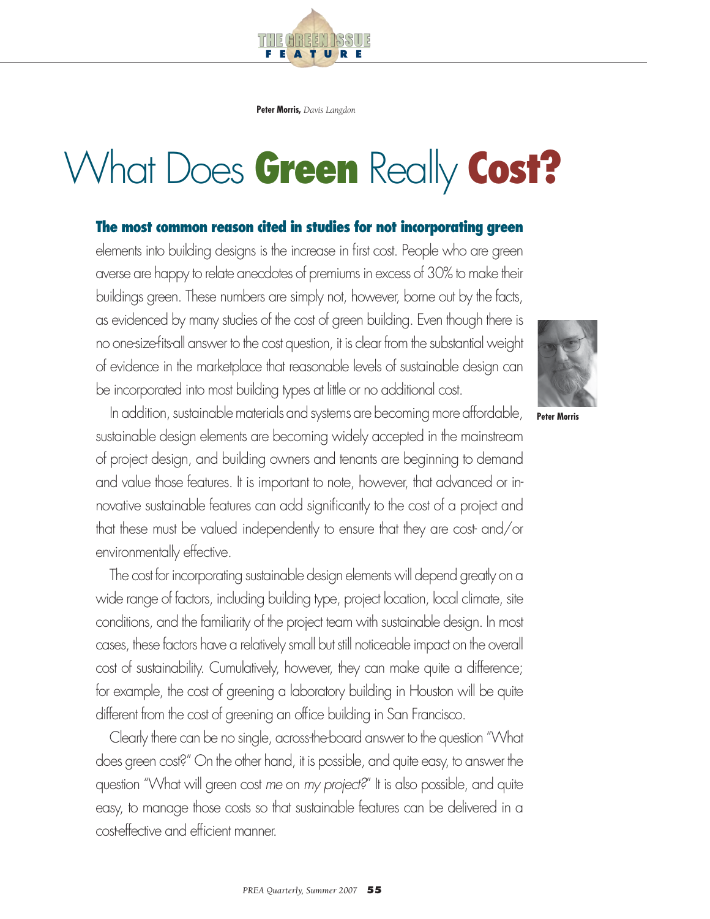THE GREEN ISSUE
FEATURE

**Peter Morris,** *Davis Langdon*

# What Does **Green** Really **Cost?**

**The most common reason cited in studies for not incorporating green** elements into building designs is the increase in first cost. People who are green averse are happy to relate anecdotes of premiums in excess of 30% to make their buildings green. These numbers are simply not, however, borne out by the facts, as evidenced by many studies of the cost of green building. Even though there is no one-size-fits-all answer to the cost question, it is clear from the substantial weight of evidence in the marketplace that reasonable levels of sustainable design can be incorporated into most building types at little or no additional cost.

**Peter Morris**

In addition, sustainable materials and systems are becoming more affordable, sustainable design elements are becoming widely accepted in the mainstream of project design, and building owners and tenants are beginning to demand and value those features. It is important to note, however, that advanced or innovative sustainable features can add significantly to the cost of a project and that these must be valued independently to ensure that they are cost- and/or environmentally effective.

The cost for incorporating sustainable design elements will depend greatly on a wide range of factors, including building type, project location, local climate, site conditions, and the familiarity of the project team with sustainable design. In most cases, these factors have a relatively small but still noticeable impact on the overall cost of sustainability. Cumulatively, however, they can make quite a difference; for example, the cost of greening a laboratory building in Houston will be quite different from the cost of greening an office building in San Francisco.

Clearly there can be no single, across-the-board answer to the question "What does green cost?" On the other hand, it is possible, and quite easy, to answer the question "What will green cost *me* on *my project*?" It is also possible, and quite easy, to manage those costs so that sustainable features can be delivered in a cost-effective and efficient manner.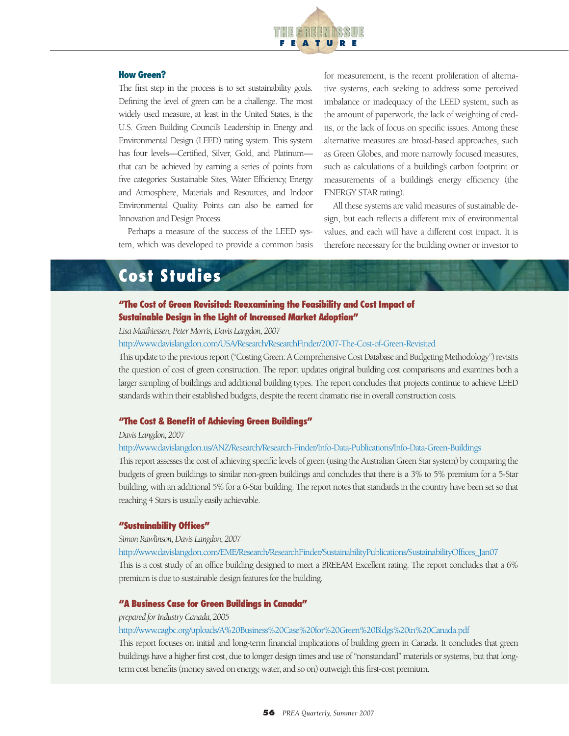## How Green?

The first step in the process is to set sustainability goals. Defining the level of green can be a challenge. The most widely used measure, at least in the United States, is the U.S. Green Building Council's Leadership in Energy and Environmental Design (LEED) rating system. This system has four levels—Certified, Silver, Gold, and Platinum—that can be achieved by earning a series of points from five categories: Sustainable Sites, Water Efficiency, Energy and Atmosphere, Materials and Resources, and Indoor Environmental Quality. Points can also be earned for Innovation and Design Process.

Perhaps a measure of the success of the LEED system, which was developed to provide a common basis for measurement, is the recent proliferation of alternative systems, each seeking to address some perceived imbalance or inadequacy of the LEED system, such as the amount of paperwork, the lack of weighting of credits, or the lack of focus on specific issues. Among these alternative measures are broad-based approaches, such as Green Globes, and more narrowly focused measures, such as calculations of a building's carbon footprint or measurements of a building's energy efficiency (the ENERGY STAR rating).

All these systems are valid measures of sustainable design, but each reflects a different mix of environmental values, and each will have a different cost impact. It is therefore necessary for the building owner or investor to

## Cost Studies

### "The Cost of Green Revisited: Reexamining the Feasibility and Cost Impact of Sustainable Design in the Light of Increased Market Adoption"

*Lisa Matthiessen, Peter Morris, Davis Langdon, 2007*

http://www.davislangdon.com/USA/Research/ResearchFinder/2007-The-Cost-of-Green-Revisited

This update to the previous report ("Costing Green: A Comprehensive Cost Database and Budgeting Methodology") revisits the question of cost of green construction. The report updates original building cost comparisons and examines both a larger sampling of buildings and additional building types. The report concludes that projects continue to achieve LEED standards within their established budgets, despite the recent dramatic rise in overall construction costs.

---

### "The Cost & Benefit of Achieving Green Buildings"

*Davis Langdon, 2007*

http://www.davislangdon.us/ANZ/Research/Research-Finder/Info-Data-Publications/Info-Data-Green-Buildings

This report assesses the cost of achieving specific levels of green (using the Australian Green Star system) by comparing the budgets of green buildings to similar non-green buildings and concludes that there is a 3% to 5% premium for a 5-Star building, with an additional 5% for a 6-Star building. The report notes that standards in the country have been set so that reaching 4 Stars is usually easily achievable.

---

### "Sustainability Offices"

*Simon Rawlinson, Davis Langdon, 2007*

http://www.davislangdon.com/EME/Research/ResearchFinder/SustainabilityPublications/SustainabilityOffices_Jan07

This is a cost study of an office building designed to meet a BREEAM Excellent rating. The report concludes that a 6% premium is due to sustainable design features for the building.

---

### "A Business Case for Green Buildings in Canada"

*prepared for Industry Canada, 2005*

http://www.cagbc.org/uploads/A%20Business%20Case%20for%20Green%20Bldgs%20in%20Canada.pdf

This report focuses on initial and long-term financial implications of building green in Canada. It concludes that green buildings have a higher first cost, due to longer design times and use of "nonstandard" materials or systems, but that long-term cost benefits (money saved on energy, water, and so on) outweigh this first-cost premium.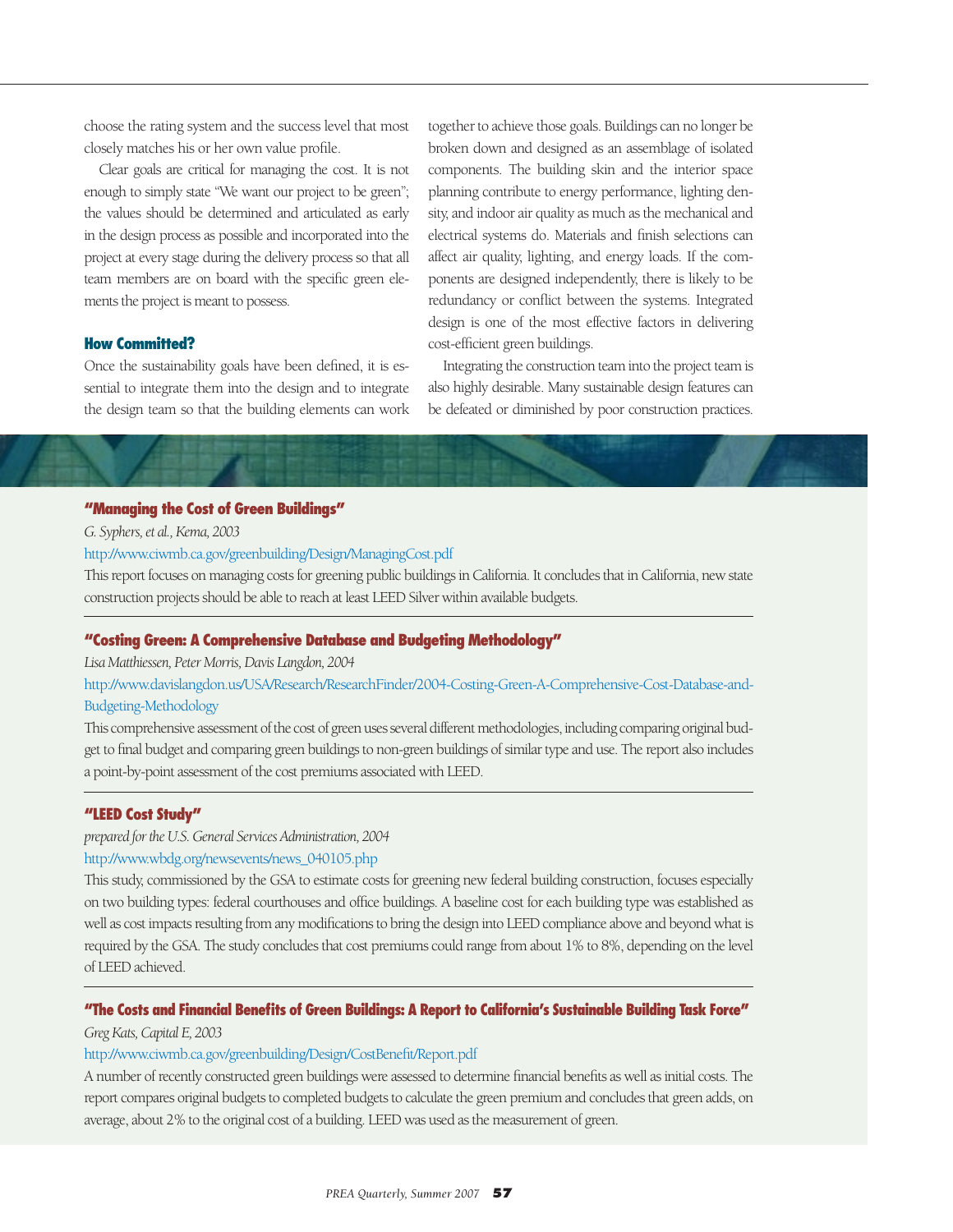choose the rating system and the success level that most closely matches his or her own value profile.

Clear goals are critical for managing the cost. It is not enough to simply state "We want our project to be green"; the values should be determined and articulated as early in the design process as possible and incorporated into the project at every stage during the delivery process so that all team members are on board with the specific green elements the project is meant to possess.

### How Committed?

Once the sustainability goals have been defined, it is essential to integrate them into the design and to integrate the design team so that the building elements can work together to achieve those goals. Buildings can no longer be broken down and designed as an assemblage of isolated components. The building skin and the interior space planning contribute to energy performance, lighting density, and indoor air quality as much as the mechanical and electrical systems do. Materials and finish selections can affect air quality, lighting, and energy loads. If the components are designed independently, there is likely to be redundancy or conflict between the systems. Integrated design is one of the most effective factors in delivering cost-efficient green buildings.

Integrating the construction team into the project team is also highly desirable. Many sustainable design features can be defeated or diminished by poor construction practices.

---

**"Managing the Cost of Green Buildings"**

*G. Syphers, et al., Kema, 2003*

http://www.ciwmb.ca.gov/greenbuilding/Design/ManagingCost.pdf

This report focuses on managing costs for greening public buildings in California. It concludes that in California, new state construction projects should be able to reach at least LEED Silver within available budgets.

---

**"Costing Green: A Comprehensive Database and Budgeting Methodology"**

*Lisa Matthiessen, Peter Morris, Davis Langdon, 2004*

http://www.davislangdon.us/USA/Research/ResearchFinder/2004-Costing-Green-A-Comprehensive-Cost-Database-and-Budgeting-Methodology

This comprehensive assessment of the cost of green uses several different methodologies, including comparing original budget to final budget and comparing green buildings to non-green buildings of similar type and use. The report also includes a point-by-point assessment of the cost premiums associated with LEED.

---

**"LEED Cost Study"**

*prepared for the U.S. General Services Administration, 2004*

http://www.wbdg.org/newsevents/news_040105.php

This study, commissioned by the GSA to estimate costs for greening new federal building construction, focuses especially on two building types: federal courthouses and office buildings. A baseline cost for each building type was established as well as cost impacts resulting from any modifications to bring the design into LEED compliance above and beyond what is required by the GSA. The study concludes that cost premiums could range from about 1% to 8%, depending on the level of LEED achieved.

---

**"The Costs and Financial Benefits of Green Buildings: A Report to California's Sustainable Building Task Force"**

*Greg Kats, Capital E, 2003*

http://www.ciwmb.ca.gov/greenbuilding/Design/CostBenefit/Report.pdf

A number of recently constructed green buildings were assessed to determine financial benefits as well as initial costs. The report compares original budgets to completed budgets to calculate the green premium and concludes that green adds, on average, about 2% to the original cost of a building. LEED was used as the measurement of green.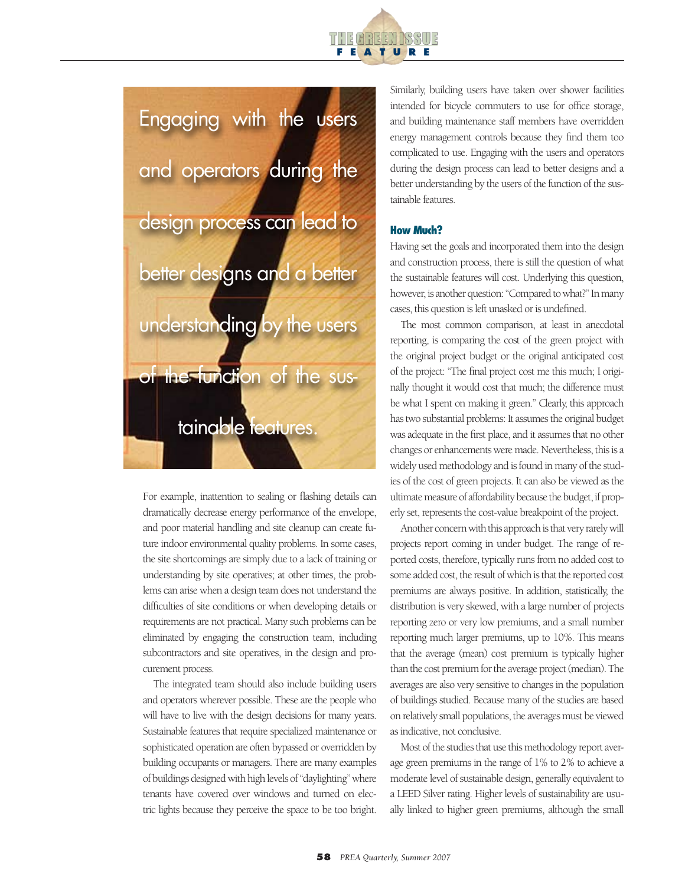> Engaging with the users and operators during the design process can lead to better designs and a better understanding by the users of the function of the sustainable features.

For example, inattention to sealing or flashing details can dramatically decrease energy performance of the envelope, and poor material handling and site cleanup can create future indoor environmental quality problems. In some cases, the site shortcomings are simply due to a lack of training or understanding by site operatives; at other times, the problems can arise when a design team does not understand the difficulties of site conditions or when developing details or requirements are not practical. Many such problems can be eliminated by engaging the construction team, including subcontractors and site operatives, in the design and procurement process.

The integrated team should also include building users and operators wherever possible. These are the people who will have to live with the design decisions for many years. Sustainable features that require specialized maintenance or sophisticated operation are often bypassed or overridden by building occupants or managers. There are many examples of buildings designed with high levels of "daylighting" where tenants have covered over windows and turned on electric lights because they perceive the space to be too bright. Similarly, building users have taken over shower facilities intended for bicycle commuters to use for office storage, and building maintenance staff members have overridden energy management controls because they find them too complicated to use. Engaging with the users and operators during the design process can lead to better designs and a better understanding by the users of the function of the sustainable features.

### How Much?

Having set the goals and incorporated them into the design and construction process, there is still the question of what the sustainable features will cost. Underlying this question, however, is another question: "Compared to what?" In many cases, this question is left unasked or is undefined.

The most common comparison, at least in anecdotal reporting, is comparing the cost of the green project with the original project budget or the original anticipated cost of the project: "The final project cost me this much; I originally thought it would cost that much; the difference must be what I spent on making it green." Clearly, this approach has two substantial problems: It assumes the original budget was adequate in the first place, and it assumes that no other changes or enhancements were made. Nevertheless, this is a widely used methodology and is found in many of the studies of the cost of green projects. It can also be viewed as the ultimate measure of affordability because the budget, if properly set, represents the cost-value breakpoint of the project.

Another concern with this approach is that very rarely will projects report coming in under budget. The range of reported costs, therefore, typically runs from no added cost to some added cost, the result of which is that the reported cost premiums are always positive. In addition, statistically, the distribution is very skewed, with a large number of projects reporting zero or very low premiums, and a small number reporting much larger premiums, up to 10%. This means that the average (mean) cost premium is typically higher than the cost premium for the average project (median). The averages are also very sensitive to changes in the population of buildings studied. Because many of the studies are based on relatively small populations, the averages must be viewed as indicative, not conclusive.

Most of the studies that use this methodology report average green premiums in the range of 1% to 2% to achieve a moderate level of sustainable design, generally equivalent to a LEED Silver rating. Higher levels of sustainability are usually linked to higher green premiums, although the small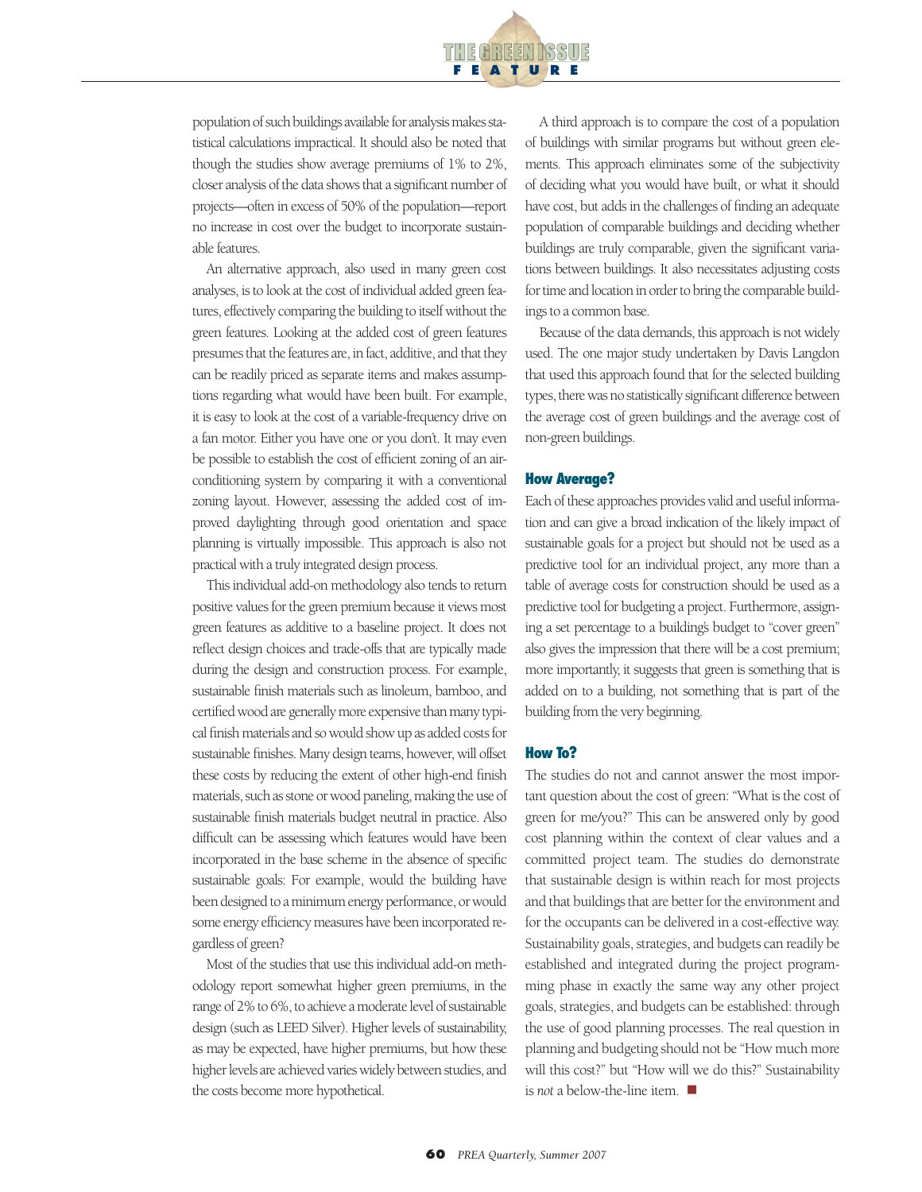population of such buildings available for analysis makes statistical calculations impractical. It should also be noted that though the studies show average premiums of 1% to 2%, closer analysis of the data shows that a significant number of projects—often in excess of 50% of the population—report no increase in cost over the budget to incorporate sustainable features.

An alternative approach, also used in many green cost analyses, is to look at the cost of individual added green features, effectively comparing the building to itself without the green features. Looking at the added cost of green features presumes that the features are, in fact, additive, and that they can be readily priced as separate items and makes assumptions regarding what would have been built. For example, it is easy to look at the cost of a variable-frequency drive on a fan motor. Either you have one or you don't. It may even be possible to establish the cost of efficient zoning of an air-conditioning system by comparing it with a conventional zoning layout. However, assessing the added cost of improved daylighting through good orientation and space planning is virtually impossible. This approach is also not practical with a truly integrated design process.

This individual add-on methodology also tends to return positive values for the green premium because it views most green features as additive to a baseline project. It does not reflect design choices and trade-offs that are typically made during the design and construction process. For example, sustainable finish materials such as linoleum, bamboo, and certified wood are generally more expensive than many typical finish materials and so would show up as added costs for sustainable finishes. Many design teams, however, will offset these costs by reducing the extent of other high-end finish materials, such as stone or wood paneling, making the use of sustainable finish materials budget neutral in practice. Also difficult can be assessing which features would have been incorporated in the base scheme in the absence of specific sustainable goals: For example, would the building have been designed to a minimum energy performance, or would some energy efficiency measures have been incorporated regardless of green?

Most of the studies that use this individual add-on methodology report somewhat higher green premiums, in the range of 2% to 6%, to achieve a moderate level of sustainable design (such as LEED Silver). Higher levels of sustainability, as may be expected, have higher premiums, but how these higher levels are achieved varies widely between studies, and the costs become more hypothetical.

A third approach is to compare the cost of a population of buildings with similar programs but without green elements. This approach eliminates some of the subjectivity of deciding what you would have built, or what it should have cost, but adds in the challenges of finding an adequate population of comparable buildings and deciding whether buildings are truly comparable, given the significant variations between buildings. It also necessitates adjusting costs for time and location in order to bring the comparable buildings to a common base.

Because of the data demands, this approach is not widely used. The one major study undertaken by Davis Langdon that used this approach found that for the selected building types, there was no statistically significant difference between the average cost of green buildings and the average cost of non-green buildings.

### How Average?

Each of these approaches provides valid and useful information and can give a broad indication of the likely impact of sustainable goals for a project but should not be used as a predictive tool for an individual project, any more than a table of average costs for construction should be used as a predictive tool for budgeting a project. Furthermore, assigning a set percentage to a building's budget to "cover green" also gives the impression that there will be a cost premium; more importantly, it suggests that green is something that is added on to a building, not something that is part of the building from the very beginning.

### How To?

The studies do not and cannot answer the most important question about the cost of green: "What is the cost of green for me/you?" This can be answered only by good cost planning within the context of clear values and a committed project team. The studies do demonstrate that sustainable design is within reach for most projects and that buildings that are better for the environment and for the occupants can be delivered in a cost-effective way. Sustainability goals, strategies, and budgets can readily be established and integrated during the project programming phase in exactly the same way any other project goals, strategies, and budgets can be established: through the use of good planning processes. The real question in planning and budgeting should not be "How much more will this cost?" but "How will we do this?" Sustainability is *not* a below-the-line item. ■